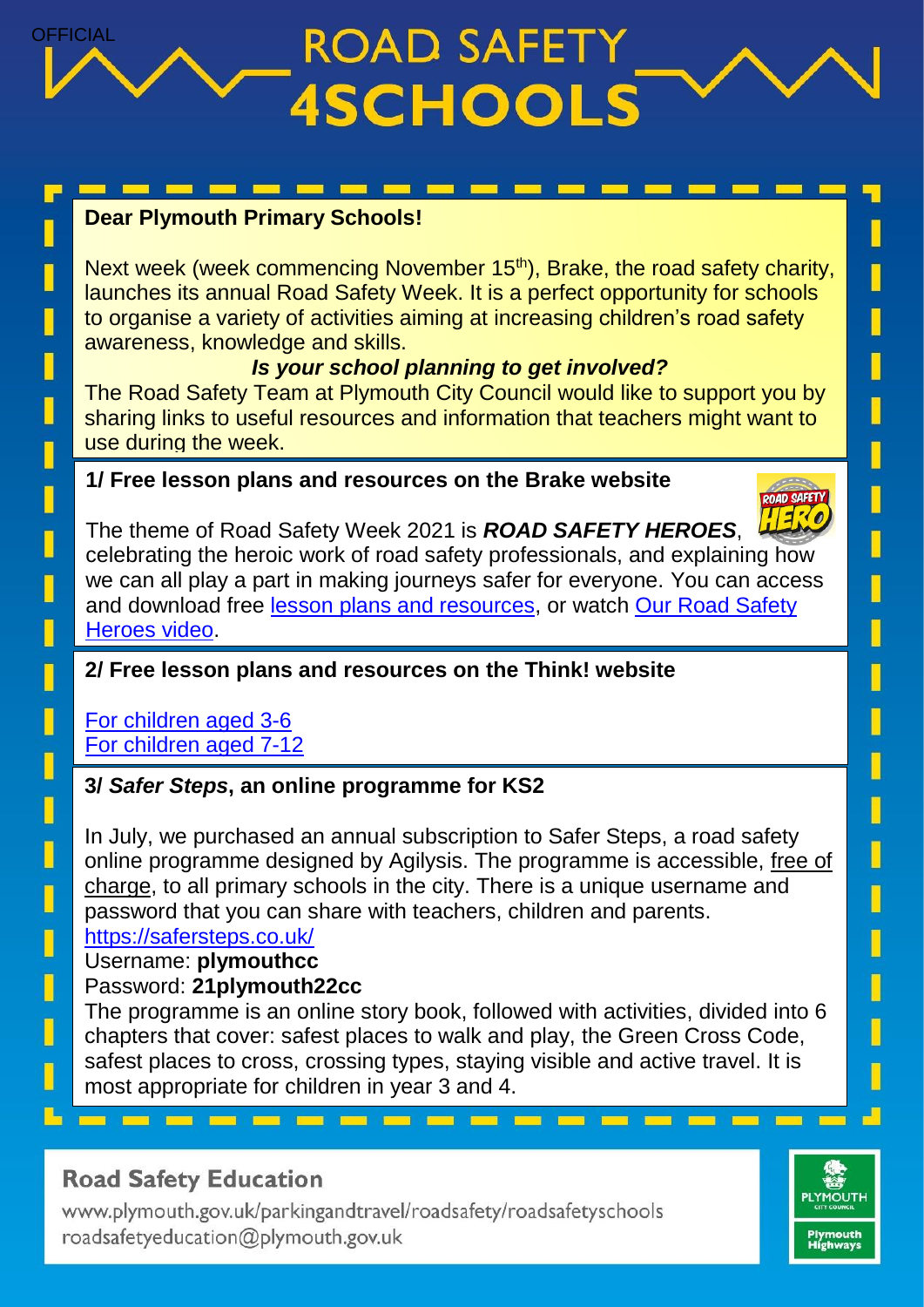OFFICIAL

# ROAD SAFETY 4SCHOOLS

**Dear Plymouth Primary Schools!**

Next week (week commencing November 15th), Brake, the road safety charity, launches its annual Road Safety Week. It is a perfect opportunity for schools to organise a variety of activities aiming at increasing children's road safety awareness, knowledge and skills.

***Is your school planning to get involved?***

The Road Safety Team at Plymouth City Council would like to support you by sharing links to useful resources and information that teachers might want to use during the week.

## 1/ Free lesson plans and resources on the Brake website

The theme of Road Safety Week 2021 is ***ROAD SAFETY HEROES***, celebrating the heroic work of road safety professionals, and explaining how we can all play a part in making journeys safer for everyone. You can access and download free lesson plans and resources, or watch Our Road Safety Heroes video.

## 2/ Free lesson plans and resources on the Think! website

For children aged 3-6
For children aged 7-12

## 3/ *Safer Steps*, an online programme for KS2

In July, we purchased an annual subscription to Safer Steps, a road safety online programme designed by Agilysis. The programme is accessible, free of charge, to all primary schools in the city. There is a unique username and password that you can share with teachers, children and parents.

https://safersteps.co.uk/

Username: **plymouthcc**

Password: **21plymouth22cc**

The programme is an online story book, followed with activities, divided into 6 chapters that cover: safest places to walk and play, the Green Cross Code, safest places to cross, crossing types, staying visible and active travel. It is most appropriate for children in year 3 and 4.

**Road Safety Education**

www.plymouth.gov.uk/parkingandtravel/roadsafety/roadsafetyschools

roadsafetyeducation@plymouth.gov.uk

PLYMOUTH CITY COUNCIL
Plymouth Highways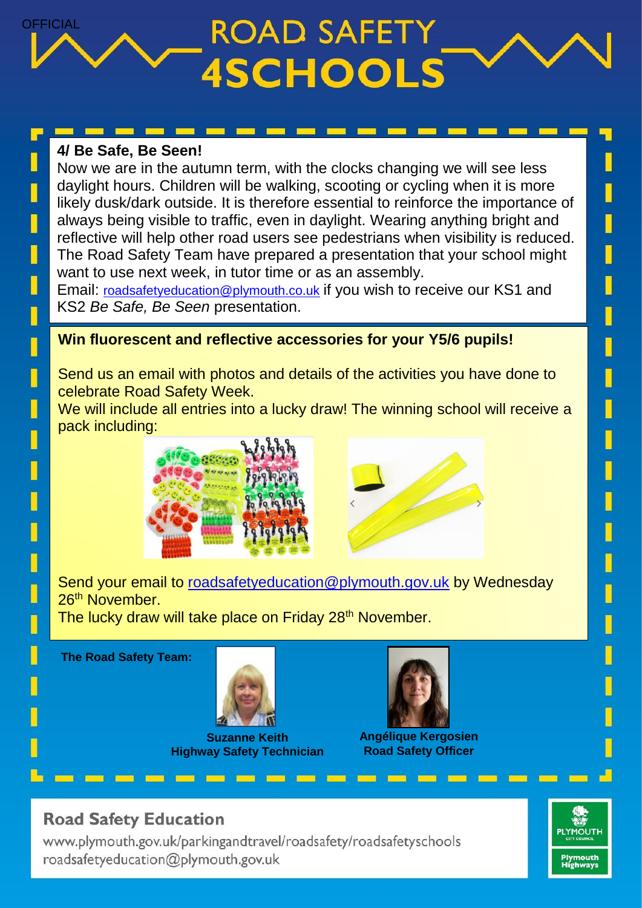OFFICIAL

# ROAD SAFETY 4SCHOOLS

### 4/ Be Safe, Be Seen!

Now we are in the autumn term, with the clocks changing we will see less daylight hours. Children will be walking, scooting or cycling when it is more likely dusk/dark outside. It is therefore essential to reinforce the importance of always being visible to traffic, even in daylight. Wearing anything bright and reflective will help other road users see pedestrians when visibility is reduced. The Road Safety Team have prepared a presentation that your school might want to use next week, in tutor time or as an assembly.

Email: roadsafetyeducation@plymouth.co.uk if you wish to receive our KS1 and KS2 *Be Safe, Be Seen* presentation.

### Win fluorescent and reflective accessories for your Y5/6 pupils!

Send us an email with photos and details of the activities you have done to celebrate Road Safety Week.

We will include all entries into a lucky draw! The winning school will receive a pack including:

Send your email to roadsafetyeducation@plymouth.gov.uk by Wednesday 26th November.

The lucky draw will take place on Friday 28th November.

**The Road Safety Team:**

**Suzanne Keith**
**Highway Safety Technician**

**Angélique Kergosien**
**Road Safety Officer**

## Road Safety Education

www.plymouth.gov.uk/parkingandtravel/roadsafety/roadsafetyschools
roadsafetyeducation@plymouth.gov.uk

PLYMOUTH CITY COUNCIL
Plymouth Highways